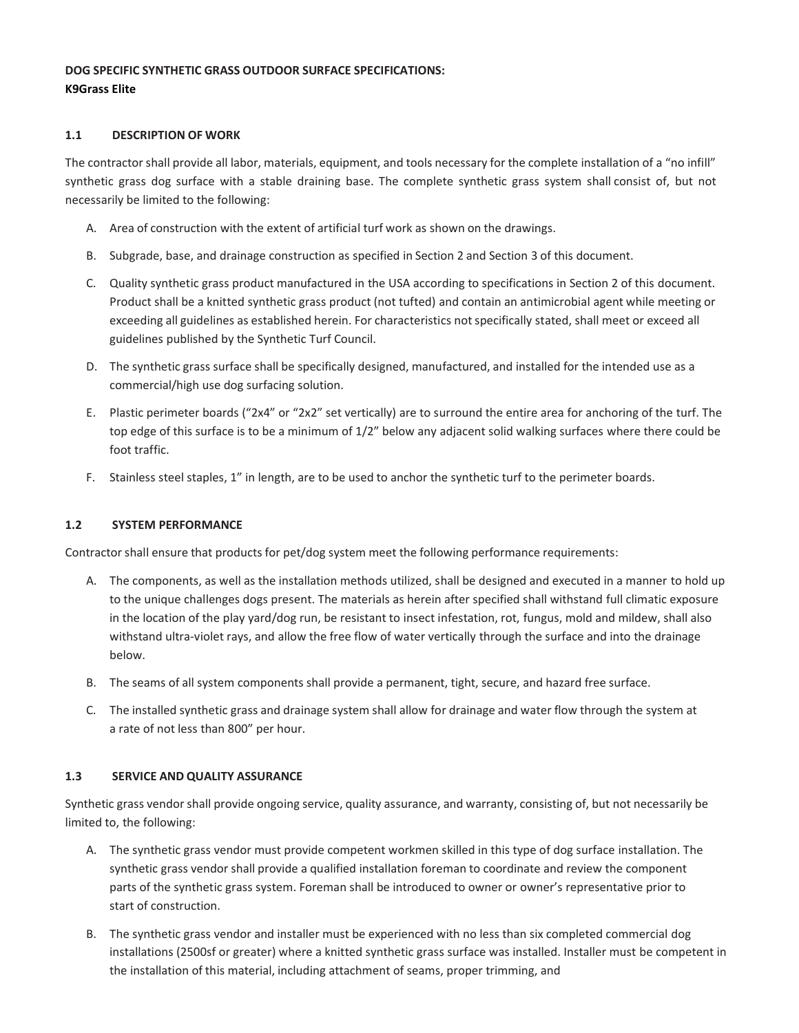**DOG SPECIFIC SYNTHETIC GRASS OUTDOOR SURFACE SPECIFICATIONS:**
**K9Grass Elite**

### 1.1 DESCRIPTION OF WORK

The contractor shall provide all labor, materials, equipment, and tools necessary for the complete installation of a "no infill" synthetic grass dog surface with a stable draining base. The complete synthetic grass system shall consist of, but not necessarily be limited to the following:

A. Area of construction with the extent of artificial turf work as shown on the drawings.

B. Subgrade, base, and drainage construction as specified in Section 2 and Section 3 of this document.

C. Quality synthetic grass product manufactured in the USA according to specifications in Section 2 of this document. Product shall be a knitted synthetic grass product (not tufted) and contain an antimicrobial agent while meeting or exceeding all guidelines as established herein. For characteristics not specifically stated, shall meet or exceed all guidelines published by the Synthetic Turf Council.

D. The synthetic grass surface shall be specifically designed, manufactured, and installed for the intended use as a commercial/high use dog surfacing solution.

E. Plastic perimeter boards ("2x4" or "2x2" set vertically) are to surround the entire area for anchoring of the turf. The top edge of this surface is to be a minimum of 1/2" below any adjacent solid walking surfaces where there could be foot traffic.

F. Stainless steel staples, 1" in length, are to be used to anchor the synthetic turf to the perimeter boards.

### 1.2 SYSTEM PERFORMANCE

Contractor shall ensure that products for pet/dog system meet the following performance requirements:

A. The components, as well as the installation methods utilized, shall be designed and executed in a manner to hold up to the unique challenges dogs present. The materials as herein after specified shall withstand full climatic exposure in the location of the play yard/dog run, be resistant to insect infestation, rot, fungus, mold and mildew, shall also withstand ultra-violet rays, and allow the free flow of water vertically through the surface and into the drainage below.

B. The seams of all system components shall provide a permanent, tight, secure, and hazard free surface.

C. The installed synthetic grass and drainage system shall allow for drainage and water flow through the system at a rate of not less than 800" per hour.

### 1.3 SERVICE AND QUALITY ASSURANCE

Synthetic grass vendor shall provide ongoing service, quality assurance, and warranty, consisting of, but not necessarily be limited to, the following:

A. The synthetic grass vendor must provide competent workmen skilled in this type of dog surface installation. The synthetic grass vendor shall provide a qualified installation foreman to coordinate and review the component parts of the synthetic grass system. Foreman shall be introduced to owner or owner's representative prior to start of construction.

B. The synthetic grass vendor and installer must be experienced with no less than six completed commercial dog installations (2500sf or greater) where a knitted synthetic grass surface was installed. Installer must be competent in the installation of this material, including attachment of seams, proper trimming, and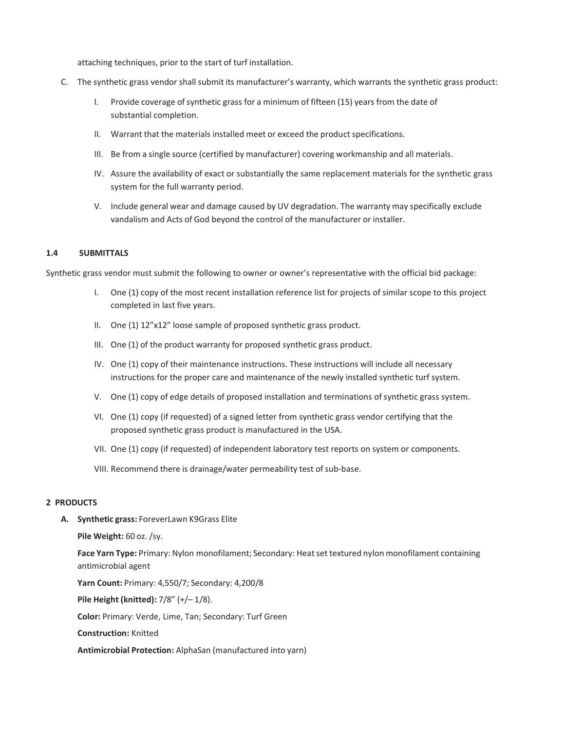attaching techniques, prior to the start of turf installation.

C. The synthetic grass vendor shall submit its manufacturer's warranty, which warrants the synthetic grass product:

   I. Provide coverage of synthetic grass for a minimum of fifteen (15) years from the date of substantial completion.

   II. Warrant that the materials installed meet or exceed the product specifications.

   III. Be from a single source (certified by manufacturer) covering workmanship and all materials.

   IV. Assure the availability of exact or substantially the same replacement materials for the synthetic grass system for the full warranty period.

   V. Include general wear and damage caused by UV degradation. The warranty may specifically exclude vandalism and Acts of God beyond the control of the manufacturer or installer.

### 1.4 SUBMITTALS

Synthetic grass vendor must submit the following to owner or owner's representative with the official bid package:

I. One (1) copy of the most recent installation reference list for projects of similar scope to this project completed in last five years.

II. One (1) 12"x12" loose sample of proposed synthetic grass product.

III. One (1) of the product warranty for proposed synthetic grass product.

IV. One (1) copy of their maintenance instructions. These instructions will include all necessary instructions for the proper care and maintenance of the newly installed synthetic turf system.

V. One (1) copy of edge details of proposed installation and terminations of synthetic grass system.

VI. One (1) copy (if requested) of a signed letter from synthetic grass vendor certifying that the proposed synthetic grass product is manufactured in the USA.

VII. One (1) copy (if requested) of independent laboratory test reports on system or components.

VIII. Recommend there is drainage/water permeability test of sub-base.

## 2 PRODUCTS

**A. Synthetic grass:** ForeverLawn K9Grass Elite

**Pile Weight:** 60 oz. /sy.

**Face Yarn Type:** Primary: Nylon monofilament; Secondary: Heat set textured nylon monofilament containing antimicrobial agent

**Yarn Count:** Primary: 4,550/7; Secondary: 4,200/8

**Pile Height (knitted):** 7/8" (+/– 1/8).

**Color:** Primary: Verde, Lime, Tan; Secondary: Turf Green

**Construction:** Knitted

**Antimicrobial Protection:** AlphaSan (manufactured into yarn)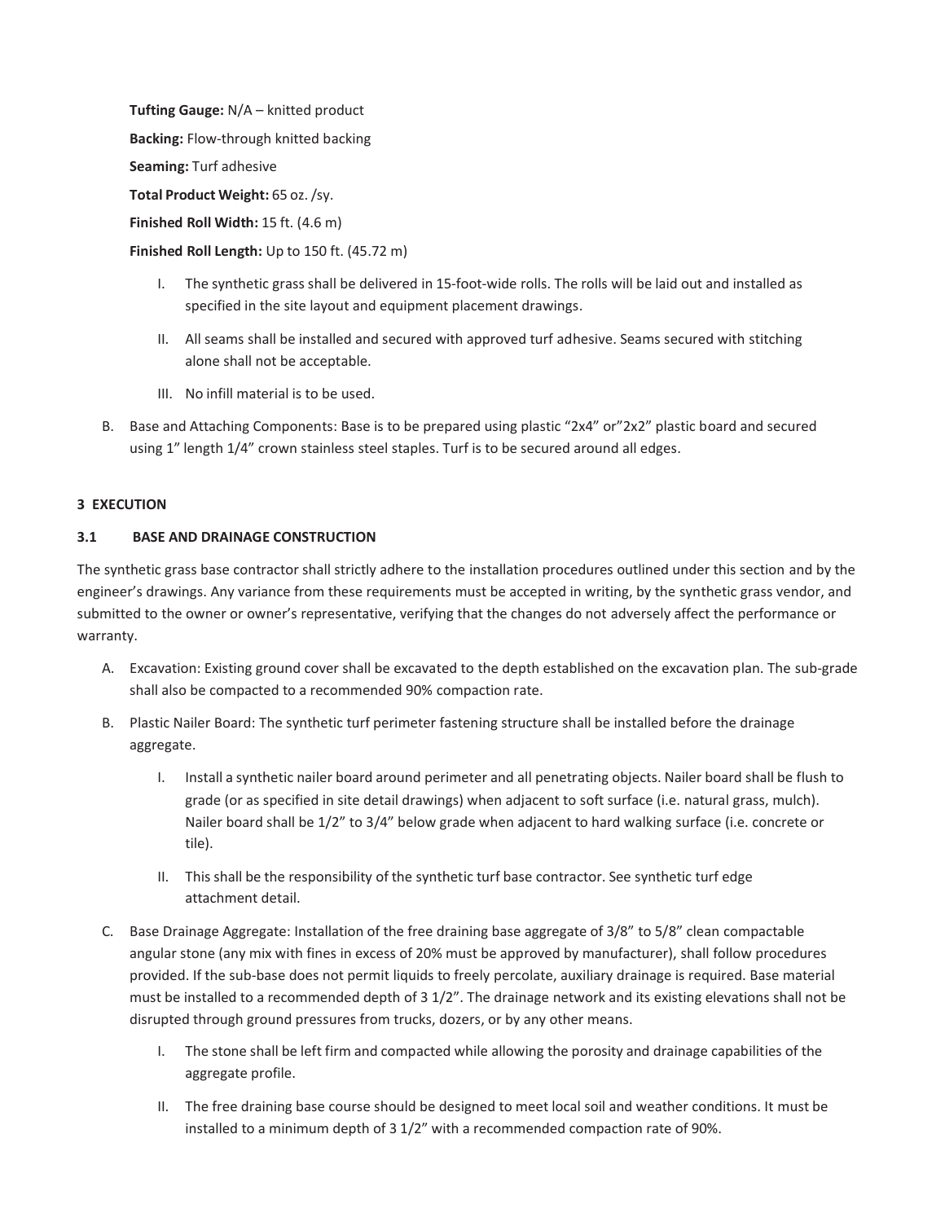**Tufting Gauge:** N/A – knitted product

**Backing:** Flow-through knitted backing

**Seaming:** Turf adhesive

**Total Product Weight:** 65 oz. /sy.

**Finished Roll Width:** 15 ft. (4.6 m)

**Finished Roll Length:** Up to 150 ft. (45.72 m)

I. The synthetic grass shall be delivered in 15-foot-wide rolls. The rolls will be laid out and installed as specified in the site layout and equipment placement drawings.

II. All seams shall be installed and secured with approved turf adhesive. Seams secured with stitching alone shall not be acceptable.

III. No infill material is to be used.

B. Base and Attaching Components: Base is to be prepared using plastic "2x4" or"2x2" plastic board and secured using 1" length 1/4" crown stainless steel staples. Turf is to be secured around all edges.

### 3 EXECUTION

#### 3.1 BASE AND DRAINAGE CONSTRUCTION

The synthetic grass base contractor shall strictly adhere to the installation procedures outlined under this section and by the engineer's drawings. Any variance from these requirements must be accepted in writing, by the synthetic grass vendor, and submitted to the owner or owner's representative, verifying that the changes do not adversely affect the performance or warranty.

A. Excavation: Existing ground cover shall be excavated to the depth established on the excavation plan. The sub-grade shall also be compacted to a recommended 90% compaction rate.

B. Plastic Nailer Board: The synthetic turf perimeter fastening structure shall be installed before the drainage aggregate.

I. Install a synthetic nailer board around perimeter and all penetrating objects. Nailer board shall be flush to grade (or as specified in site detail drawings) when adjacent to soft surface (i.e. natural grass, mulch). Nailer board shall be 1/2" to 3/4" below grade when adjacent to hard walking surface (i.e. concrete or tile).

II. This shall be the responsibility of the synthetic turf base contractor. See synthetic turf edge attachment detail.

C. Base Drainage Aggregate: Installation of the free draining base aggregate of 3/8" to 5/8" clean compactable angular stone (any mix with fines in excess of 20% must be approved by manufacturer), shall follow procedures provided. If the sub-base does not permit liquids to freely percolate, auxiliary drainage is required. Base material must be installed to a recommended depth of 3 1/2". The drainage network and its existing elevations shall not be disrupted through ground pressures from trucks, dozers, or by any other means.

I. The stone shall be left firm and compacted while allowing the porosity and drainage capabilities of the aggregate profile.

II. The free draining base course should be designed to meet local soil and weather conditions. It must be installed to a minimum depth of 3 1/2" with a recommended compaction rate of 90%.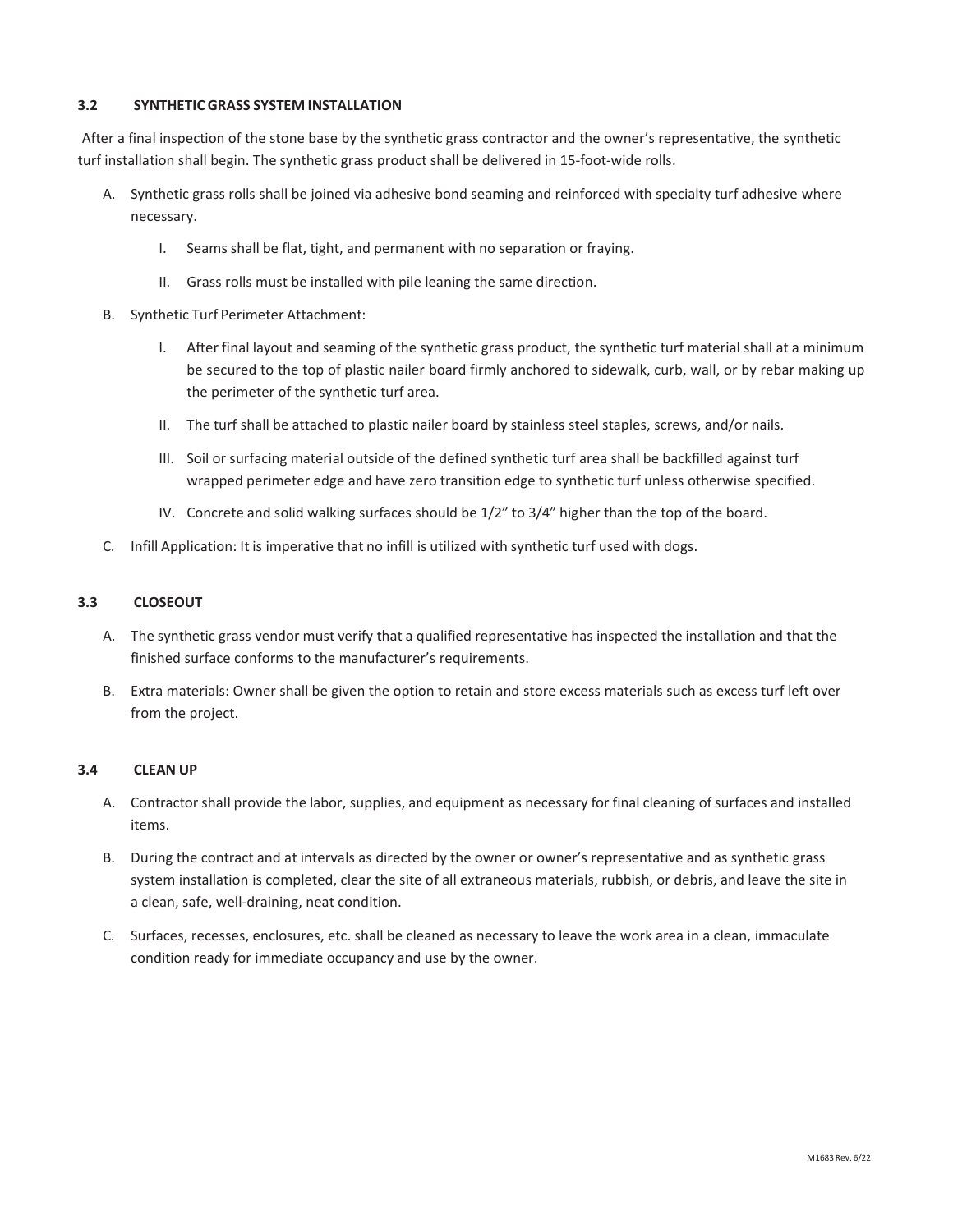### 3.2 SYNTHETIC GRASS SYSTEM INSTALLATION

After a final inspection of the stone base by the synthetic grass contractor and the owner's representative, the synthetic turf installation shall begin. The synthetic grass product shall be delivered in 15-foot-wide rolls.

A. Synthetic grass rolls shall be joined via adhesive bond seaming and reinforced with specialty turf adhesive where necessary.

   I. Seams shall be flat, tight, and permanent with no separation or fraying.

   II. Grass rolls must be installed with pile leaning the same direction.

B. Synthetic Turf Perimeter Attachment:

   I. After final layout and seaming of the synthetic grass product, the synthetic turf material shall at a minimum be secured to the top of plastic nailer board firmly anchored to sidewalk, curb, wall, or by rebar making up the perimeter of the synthetic turf area.

   II. The turf shall be attached to plastic nailer board by stainless steel staples, screws, and/or nails.

   III. Soil or surfacing material outside of the defined synthetic turf area shall be backfilled against turf wrapped perimeter edge and have zero transition edge to synthetic turf unless otherwise specified.

   IV. Concrete and solid walking surfaces should be 1/2" to 3/4" higher than the top of the board.

C. Infill Application: It is imperative that no infill is utilized with synthetic turf used with dogs.

### 3.3 CLOSEOUT

A. The synthetic grass vendor must verify that a qualified representative has inspected the installation and that the finished surface conforms to the manufacturer's requirements.

B. Extra materials: Owner shall be given the option to retain and store excess materials such as excess turf left over from the project.

### 3.4 CLEAN UP

A. Contractor shall provide the labor, supplies, and equipment as necessary for final cleaning of surfaces and installed items.

B. During the contract and at intervals as directed by the owner or owner's representative and as synthetic grass system installation is completed, clear the site of all extraneous materials, rubbish, or debris, and leave the site in a clean, safe, well-draining, neat condition.

C. Surfaces, recesses, enclosures, etc. shall be cleaned as necessary to leave the work area in a clean, immaculate condition ready for immediate occupancy and use by the owner.